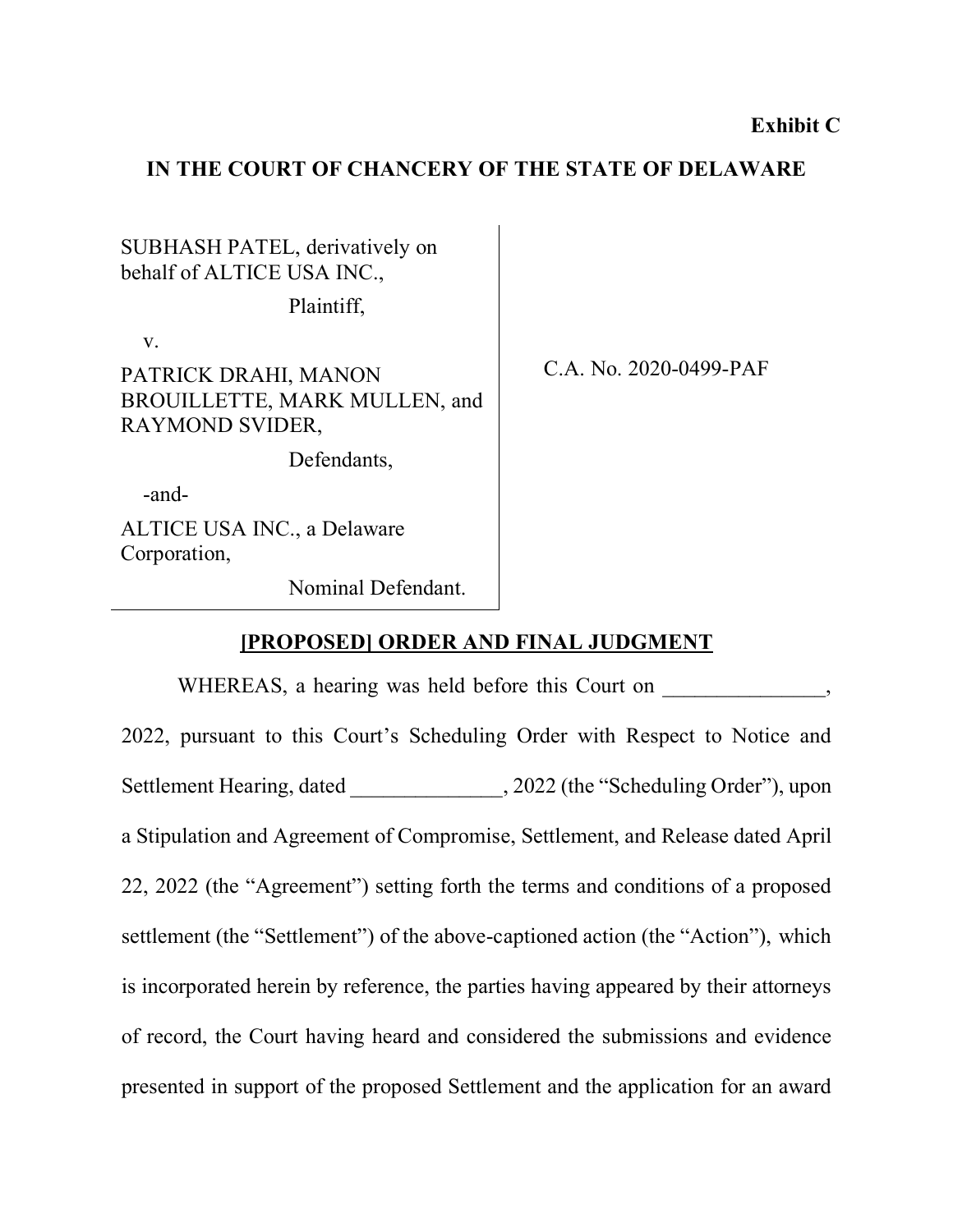**Exhibit C**

**IN THE COURT OF CHANCERY OF THE STATE OF DELAWARE**

| | |
|---|---|
| SUBHASH PATEL, derivatively on behalf of ALTICE USA INC.,<br><br>Plaintiff,<br><br>v.<br><br>PATRICK DRAHI, MANON BROUILLETTE, MARK MULLEN, and RAYMOND SVIDER,<br><br>Defendants,<br><br>-and-<br><br>ALTICE USA INC., a Delaware Corporation,<br><br>Nominal Defendant. | C.A. No. 2020-0499-PAF |

**[PROPOSED] ORDER AND FINAL JUDGMENT**

WHEREAS, a hearing was held before this Court on _______________, 2022, pursuant to this Court's Scheduling Order with Respect to Notice and Settlement Hearing, dated ______________, 2022 (the "Scheduling Order"), upon a Stipulation and Agreement of Compromise, Settlement, and Release dated April 22, 2022 (the "Agreement") setting forth the terms and conditions of a proposed settlement (the "Settlement") of the above-captioned action (the "Action"), which is incorporated herein by reference, the parties having appeared by their attorneys of record, the Court having heard and considered the submissions and evidence presented in support of the proposed Settlement and the application for an award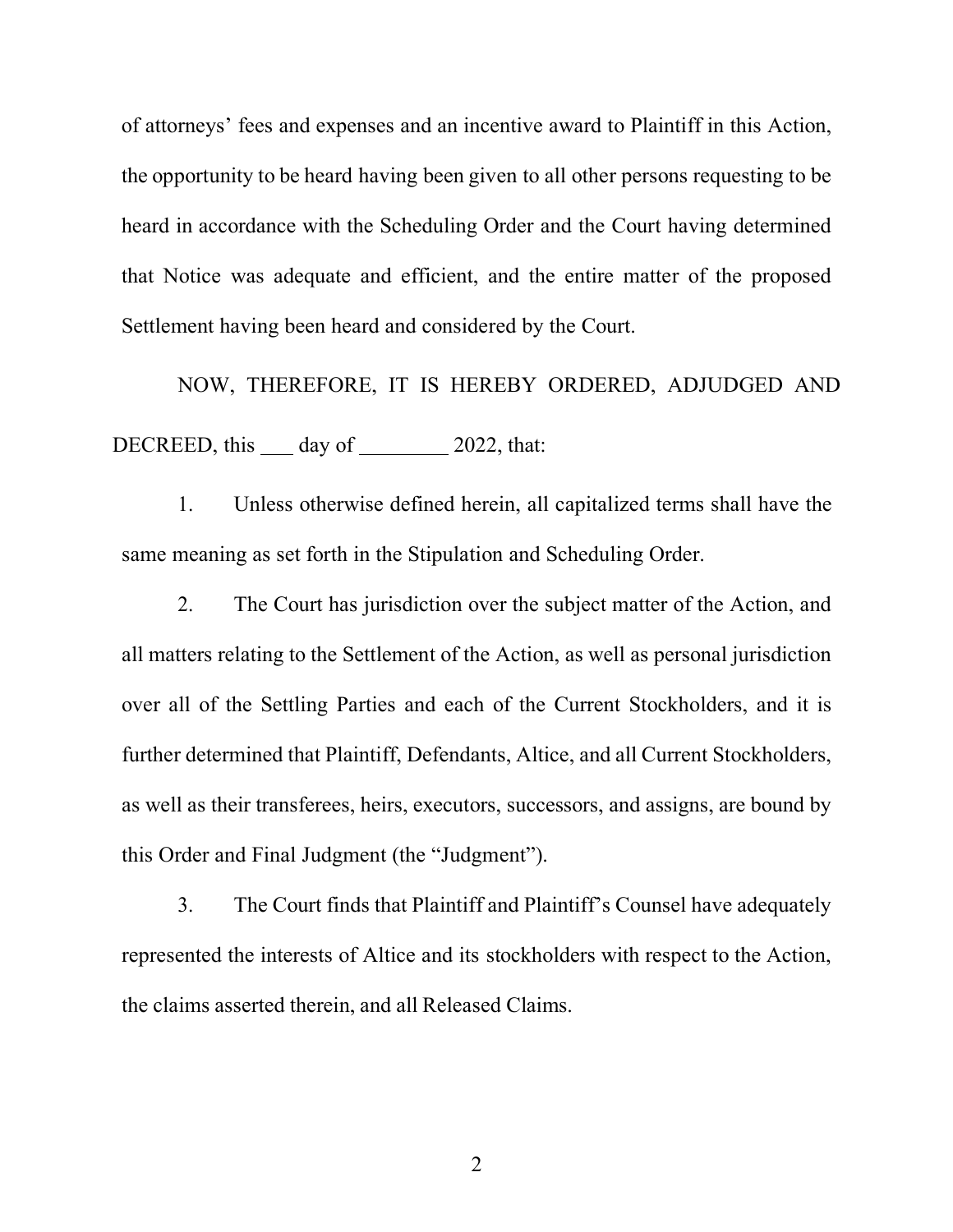of attorneys' fees and expenses and an incentive award to Plaintiff in this Action, the opportunity to be heard having been given to all other persons requesting to be heard in accordance with the Scheduling Order and the Court having determined that Notice was adequate and efficient, and the entire matter of the proposed Settlement having been heard and considered by the Court.

NOW, THEREFORE, IT IS HEREBY ORDERED, ADJUDGED AND DECREED, this ___ day of ________ 2022, that:

1. Unless otherwise defined herein, all capitalized terms shall have the same meaning as set forth in the Stipulation and Scheduling Order.

2. The Court has jurisdiction over the subject matter of the Action, and all matters relating to the Settlement of the Action, as well as personal jurisdiction over all of the Settling Parties and each of the Current Stockholders, and it is further determined that Plaintiff, Defendants, Altice, and all Current Stockholders, as well as their transferees, heirs, executors, successors, and assigns, are bound by this Order and Final Judgment (the "Judgment").

3. The Court finds that Plaintiff and Plaintiff's Counsel have adequately represented the interests of Altice and its stockholders with respect to the Action, the claims asserted therein, and all Released Claims.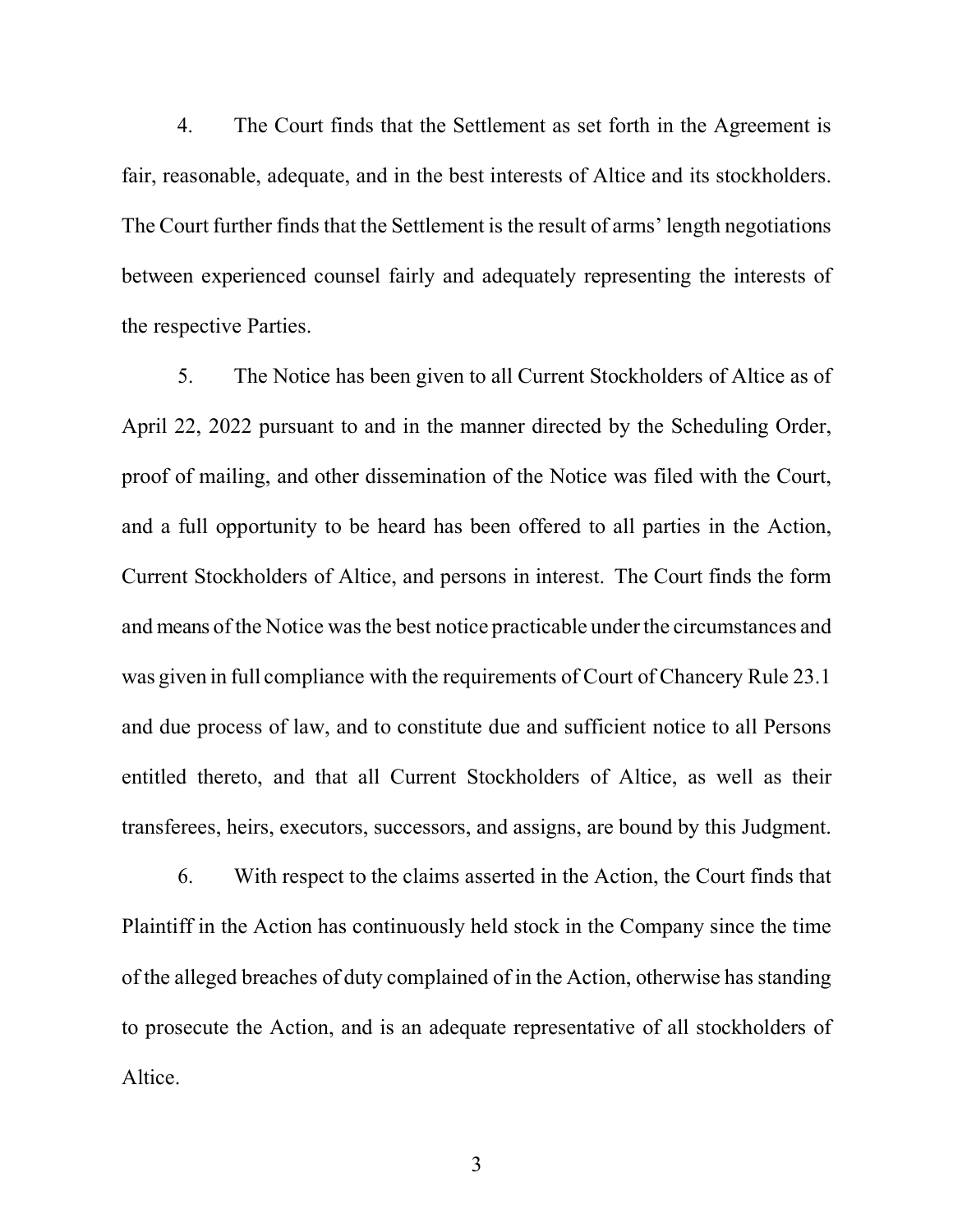4. The Court finds that the Settlement as set forth in the Agreement is fair, reasonable, adequate, and in the best interests of Altice and its stockholders. The Court further finds that the Settlement is the result of arms' length negotiations between experienced counsel fairly and adequately representing the interests of the respective Parties.

5. The Notice has been given to all Current Stockholders of Altice as of April 22, 2022 pursuant to and in the manner directed by the Scheduling Order, proof of mailing, and other dissemination of the Notice was filed with the Court, and a full opportunity to be heard has been offered to all parties in the Action, Current Stockholders of Altice, and persons in interest. The Court finds the form and means of the Notice was the best notice practicable under the circumstances and was given in full compliance with the requirements of Court of Chancery Rule 23.1 and due process of law, and to constitute due and sufficient notice to all Persons entitled thereto, and that all Current Stockholders of Altice, as well as their transferees, heirs, executors, successors, and assigns, are bound by this Judgment.

6. With respect to the claims asserted in the Action, the Court finds that Plaintiff in the Action has continuously held stock in the Company since the time of the alleged breaches of duty complained of in the Action, otherwise has standing to prosecute the Action, and is an adequate representative of all stockholders of Altice.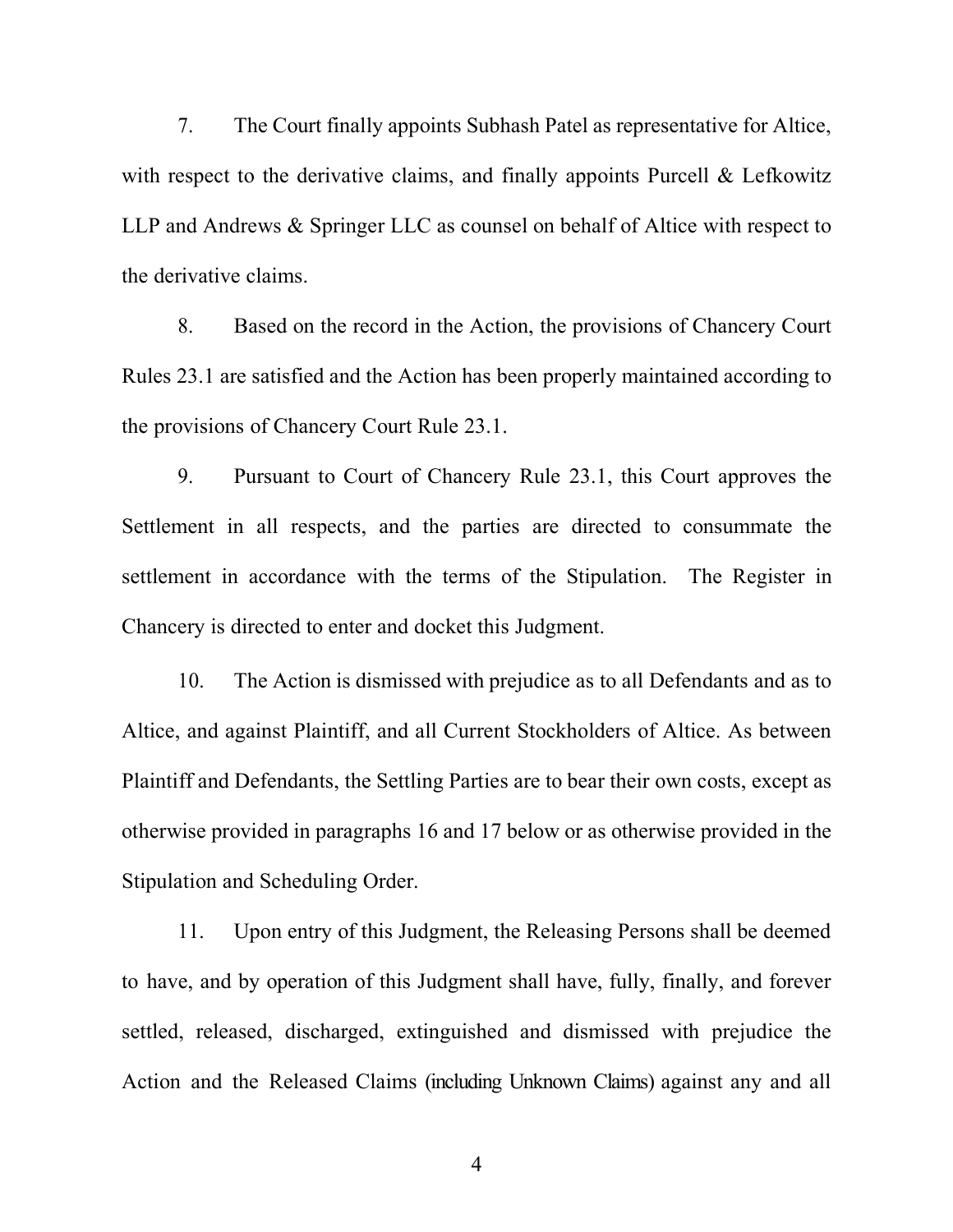7. The Court finally appoints Subhash Patel as representative for Altice, with respect to the derivative claims, and finally appoints Purcell & Lefkowitz LLP and Andrews & Springer LLC as counsel on behalf of Altice with respect to the derivative claims.

8. Based on the record in the Action, the provisions of Chancery Court Rules 23.1 are satisfied and the Action has been properly maintained according to the provisions of Chancery Court Rule 23.1.

9. Pursuant to Court of Chancery Rule 23.1, this Court approves the Settlement in all respects, and the parties are directed to consummate the settlement in accordance with the terms of the Stipulation. The Register in Chancery is directed to enter and docket this Judgment.

10. The Action is dismissed with prejudice as to all Defendants and as to Altice, and against Plaintiff, and all Current Stockholders of Altice. As between Plaintiff and Defendants, the Settling Parties are to bear their own costs, except as otherwise provided in paragraphs 16 and 17 below or as otherwise provided in the Stipulation and Scheduling Order.

11. Upon entry of this Judgment, the Releasing Persons shall be deemed to have, and by operation of this Judgment shall have, fully, finally, and forever settled, released, discharged, extinguished and dismissed with prejudice the Action and the Released Claims (including Unknown Claims) against any and all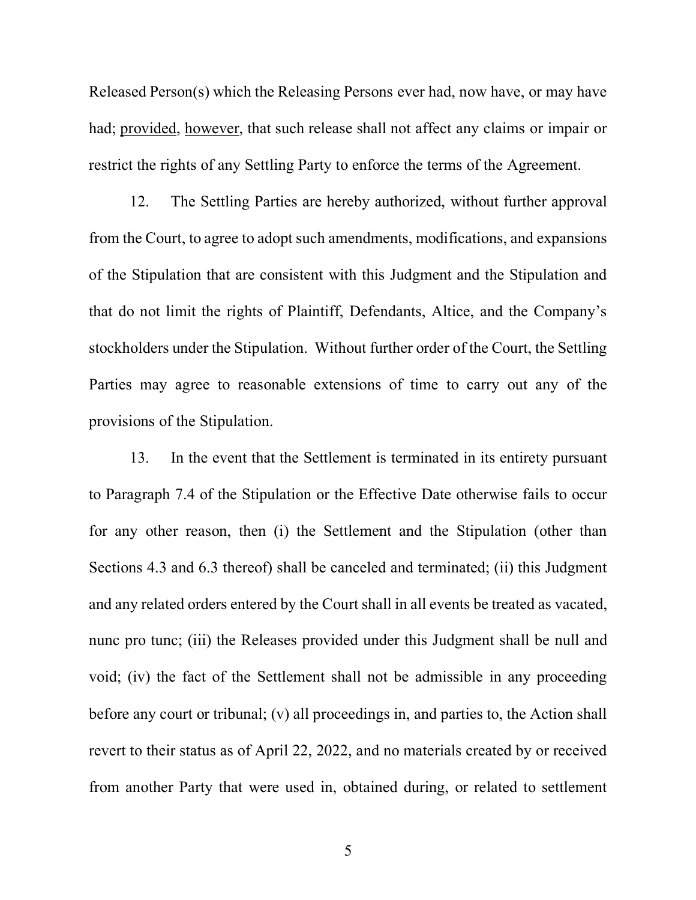Released Person(s) which the Releasing Persons ever had, now have, or may have had; <u>provided</u>, <u>however</u>, that such release shall not affect any claims or impair or restrict the rights of any Settling Party to enforce the terms of the Agreement.

12. The Settling Parties are hereby authorized, without further approval from the Court, to agree to adopt such amendments, modifications, and expansions of the Stipulation that are consistent with this Judgment and the Stipulation and that do not limit the rights of Plaintiff, Defendants, Altice, and the Company's stockholders under the Stipulation. Without further order of the Court, the Settling Parties may agree to reasonable extensions of time to carry out any of the provisions of the Stipulation.

13. In the event that the Settlement is terminated in its entirety pursuant to Paragraph 7.4 of the Stipulation or the Effective Date otherwise fails to occur for any other reason, then (i) the Settlement and the Stipulation (other than Sections 4.3 and 6.3 thereof) shall be canceled and terminated; (ii) this Judgment and any related orders entered by the Court shall in all events be treated as vacated, nunc pro tunc; (iii) the Releases provided under this Judgment shall be null and void; (iv) the fact of the Settlement shall not be admissible in any proceeding before any court or tribunal; (v) all proceedings in, and parties to, the Action shall revert to their status as of April 22, 2022, and no materials created by or received from another Party that were used in, obtained during, or related to settlement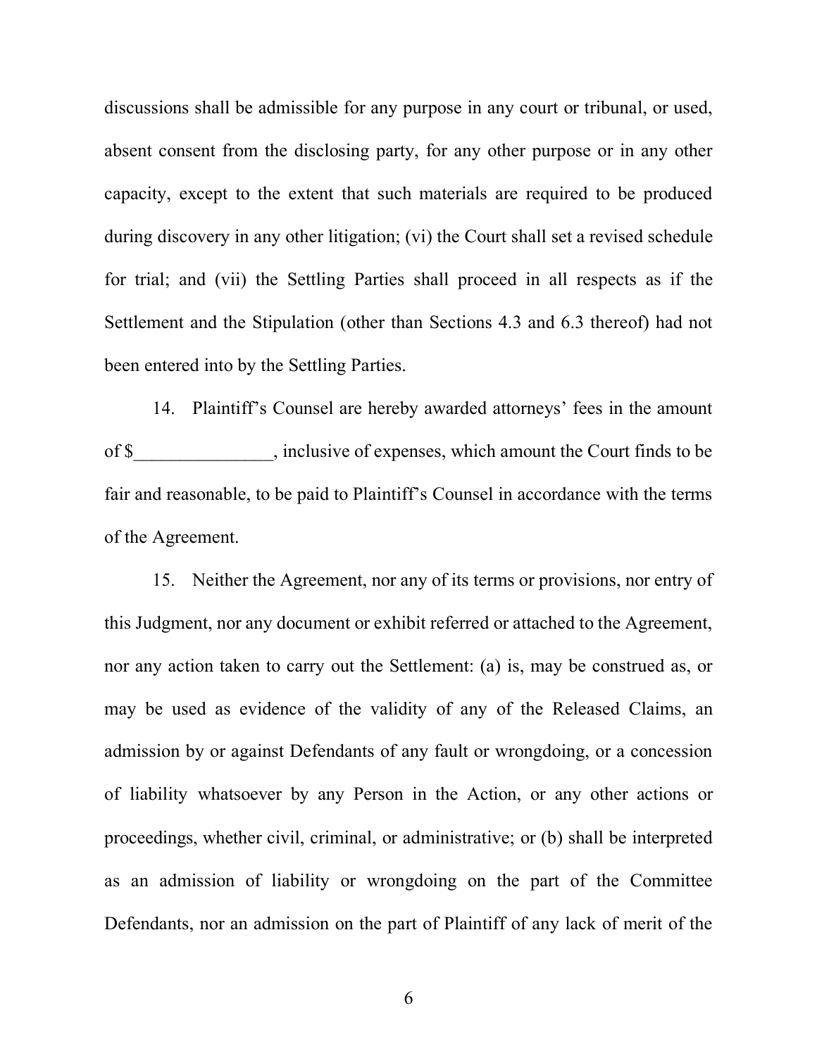discussions shall be admissible for any purpose in any court or tribunal, or used, absent consent from the disclosing party, for any other purpose or in any other capacity, except to the extent that such materials are required to be produced during discovery in any other litigation; (vi) the Court shall set a revised schedule for trial; and (vii) the Settling Parties shall proceed in all respects as if the Settlement and the Stipulation (other than Sections 4.3 and 6.3 thereof) had not been entered into by the Settling Parties.

14. Plaintiff's Counsel are hereby awarded attorneys' fees in the amount of $_______________, inclusive of expenses, which amount the Court finds to be fair and reasonable, to be paid to Plaintiff's Counsel in accordance with the terms of the Agreement.

15. Neither the Agreement, nor any of its terms or provisions, nor entry of this Judgment, nor any document or exhibit referred or attached to the Agreement, nor any action taken to carry out the Settlement: (a) is, may be construed as, or may be used as evidence of the validity of any of the Released Claims, an admission by or against Defendants of any fault or wrongdoing, or a concession of liability whatsoever by any Person in the Action, or any other actions or proceedings, whether civil, criminal, or administrative; or (b) shall be interpreted as an admission of liability or wrongdoing on the part of the Committee Defendants, nor an admission on the part of Plaintiff of any lack of merit of the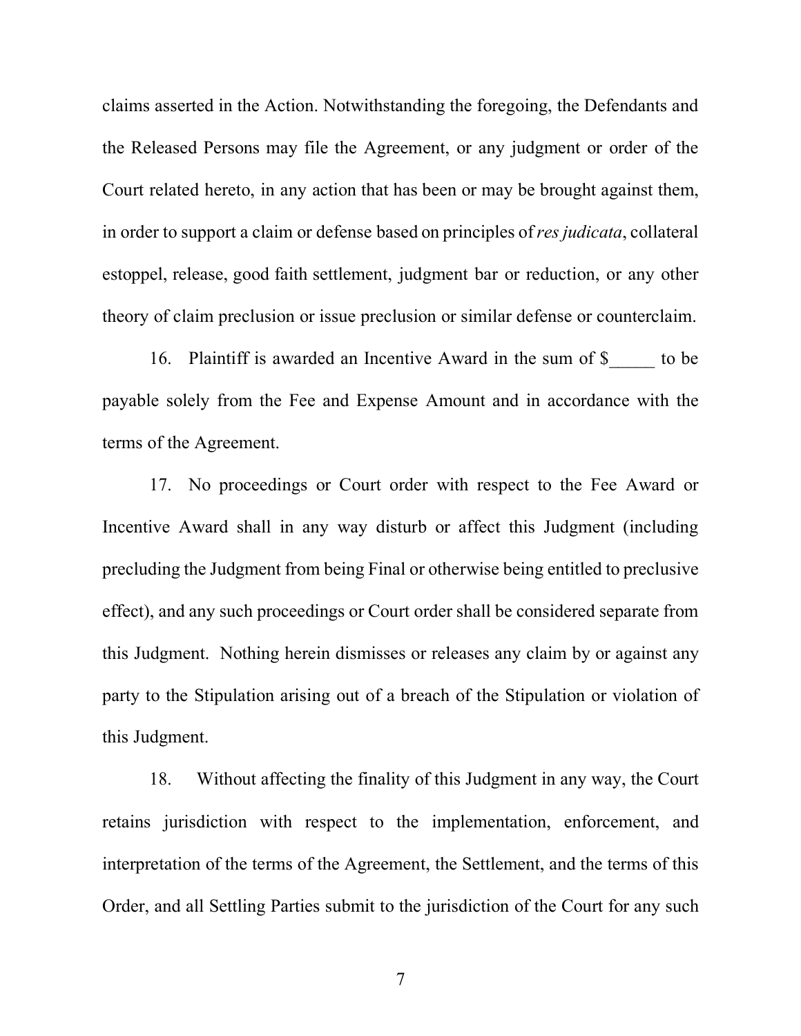claims asserted in the Action. Notwithstanding the foregoing, the Defendants and the Released Persons may file the Agreement, or any judgment or order of the Court related hereto, in any action that has been or may be brought against them, in order to support a claim or defense based on principles of *res judicata*, collateral estoppel, release, good faith settlement, judgment bar or reduction, or any other theory of claim preclusion or issue preclusion or similar defense or counterclaim.

16. Plaintiff is awarded an Incentive Award in the sum of $_____ to be payable solely from the Fee and Expense Amount and in accordance with the terms of the Agreement.

17. No proceedings or Court order with respect to the Fee Award or Incentive Award shall in any way disturb or affect this Judgment (including precluding the Judgment from being Final or otherwise being entitled to preclusive effect), and any such proceedings or Court order shall be considered separate from this Judgment. Nothing herein dismisses or releases any claim by or against any party to the Stipulation arising out of a breach of the Stipulation or violation of this Judgment.

18. Without affecting the finality of this Judgment in any way, the Court retains jurisdiction with respect to the implementation, enforcement, and interpretation of the terms of the Agreement, the Settlement, and the terms of this Order, and all Settling Parties submit to the jurisdiction of the Court for any such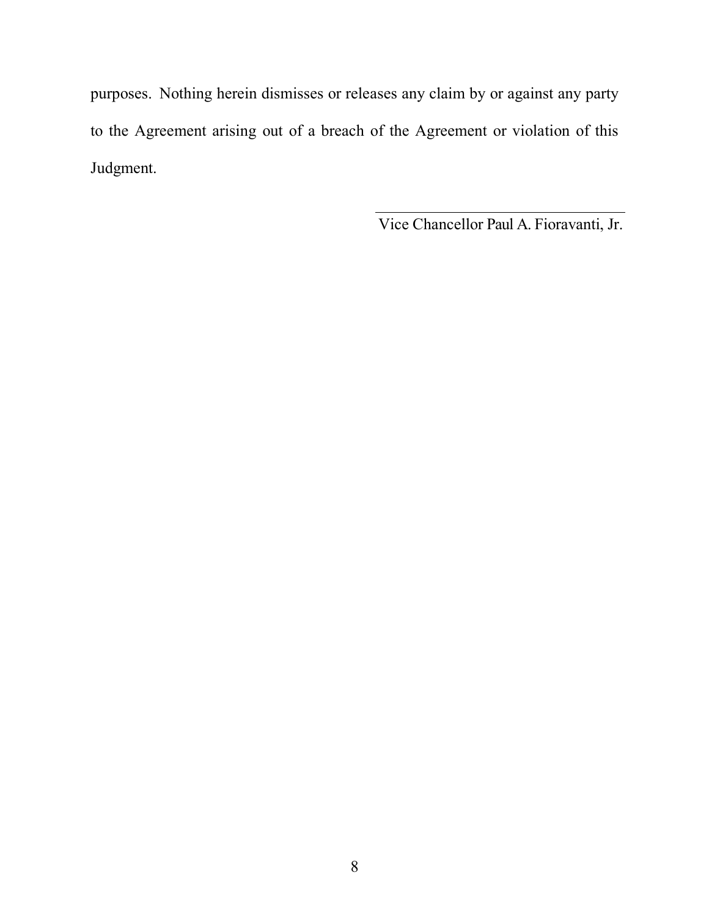purposes. Nothing herein dismisses or releases any claim by or against any party to the Agreement arising out of a breach of the Agreement or violation of this Judgment.

\_\_\_\_\_\_\_\_\_\_\_\_\_\_\_\_\_\_\_\_\_\_\_\_\_\_\_\_\_\_\_\_\_\_\_\_
Vice Chancellor Paul A. Fioravanti, Jr.